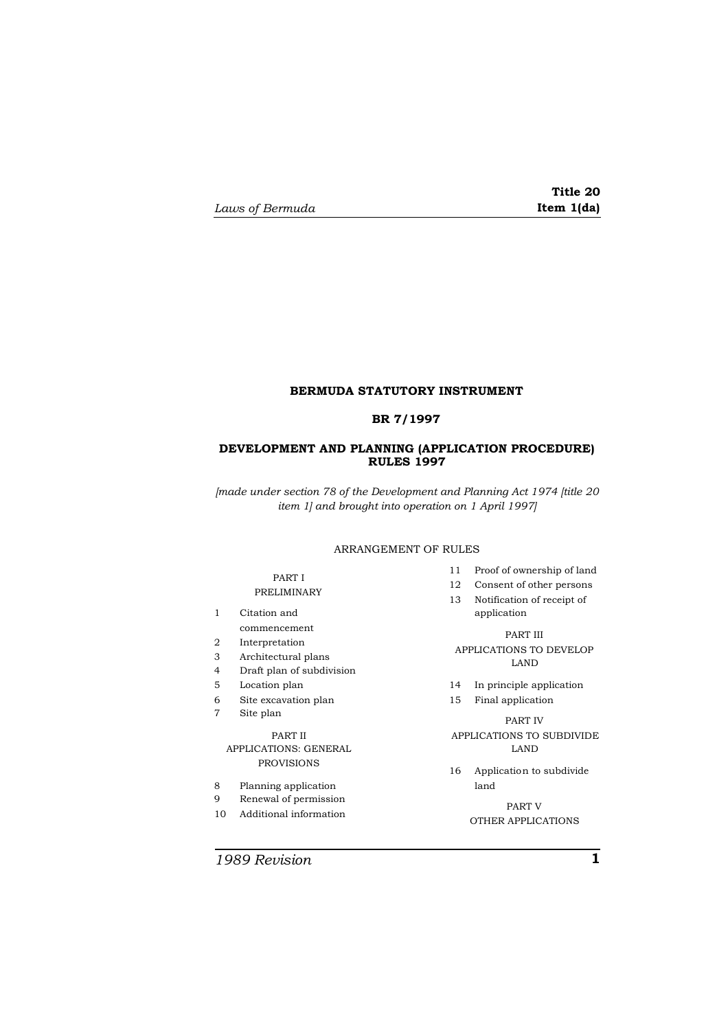**BERMUDA STATUTORY INSTRUMENT**

**BR 7/1997**

# DEVELOPMENT AND PLANNING (APPLICATION PROCEDURE) RULES 1997

*[made under section 78 of the Development and Planning Act 1974 [title 20 item 1] and brought into operation on 1 April 1997]*

ARRANGEMENT OF RULES

PART I
PRELIMINARY

1 Citation and commencement
2 Interpretation
3 Architectural plans
4 Draft plan of subdivision
5 Location plan
6 Site excavation plan
7 Site plan

PART II
APPLICATIONS: GENERAL PROVISIONS

8 Planning application
9 Renewal of permission
10 Additional information
11 Proof of ownership of land
12 Consent of other persons
13 Notification of receipt of application

PART III
APPLICATIONS TO DEVELOP LAND

14 In principle application
15 Final application

PART IV
APPLICATIONS TO SUBDIVIDE LAND

16 Application to subdivide land

PART V
OTHER APPLICATIONS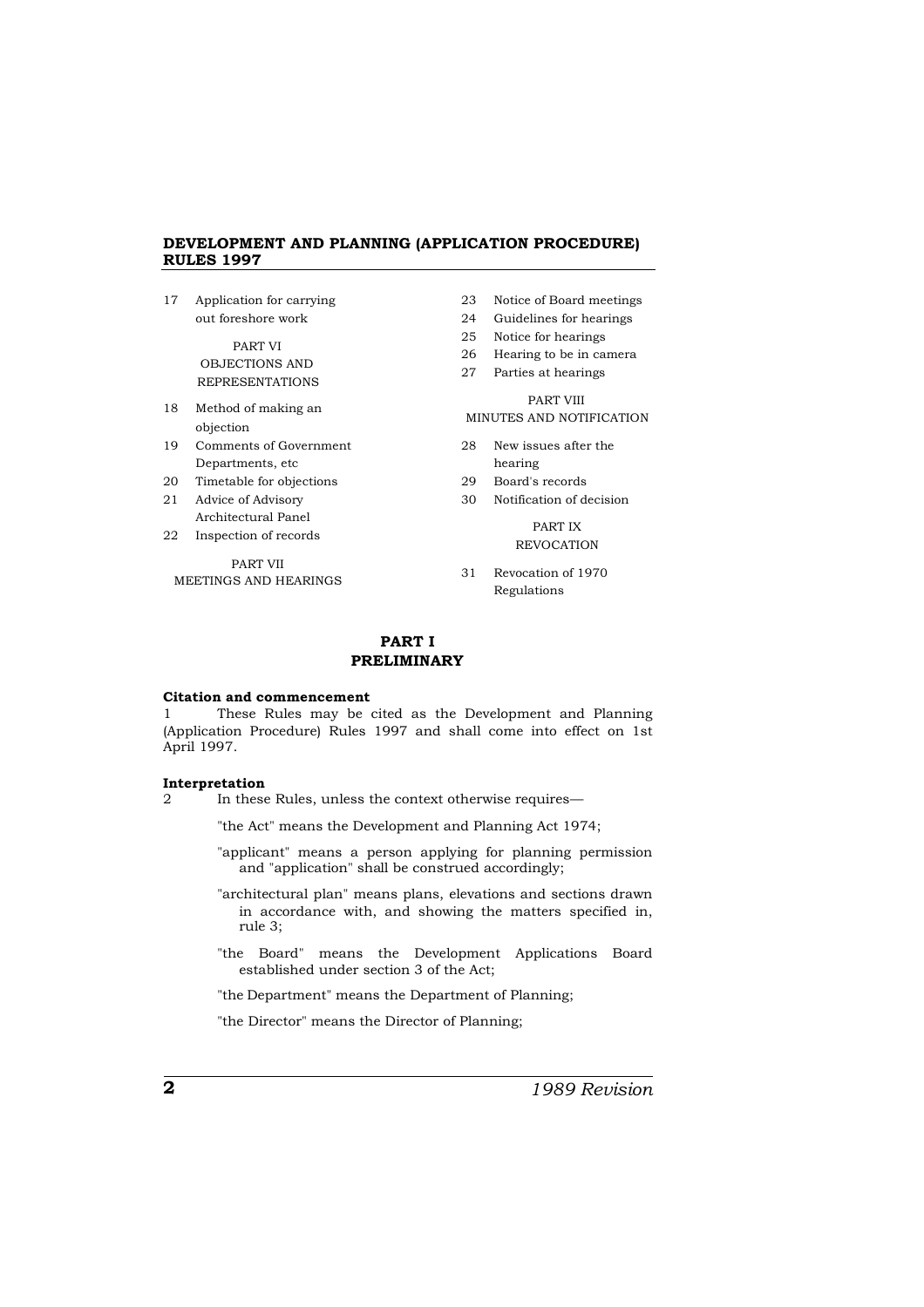17 Application for carrying out foreshore work

PART VI
OBJECTIONS AND REPRESENTATIONS

18 Method of making an objection
19 Comments of Government Departments, etc
20 Timetable for objections
21 Advice of Advisory Architectural Panel
22 Inspection of records

PART VII
MEETINGS AND HEARINGS

23 Notice of Board meetings
24 Guidelines for hearings
25 Notice for hearings
26 Hearing to be in camera
27 Parties at hearings

PART VIII
MINUTES AND NOTIFICATION

28 New issues after the hearing
29 Board's records
30 Notification of decision

PART IX
REVOCATION

31 Revocation of 1970 Regulations

## PART I
## PRELIMINARY

**Citation and commencement**

1 These Rules may be cited as the Development and Planning (Application Procedure) Rules 1997 and shall come into effect on 1st April 1997.

**Interpretation**

2 In these Rules, unless the context otherwise requires—

"the Act" means the Development and Planning Act 1974;

"applicant" means a person applying for planning permission and "application" shall be construed accordingly;

"architectural plan" means plans, elevations and sections drawn in accordance with, and showing the matters specified in, rule 3;

"the Board" means the Development Applications Board established under section 3 of the Act;

"the Department" means the Department of Planning;

"the Director" means the Director of Planning;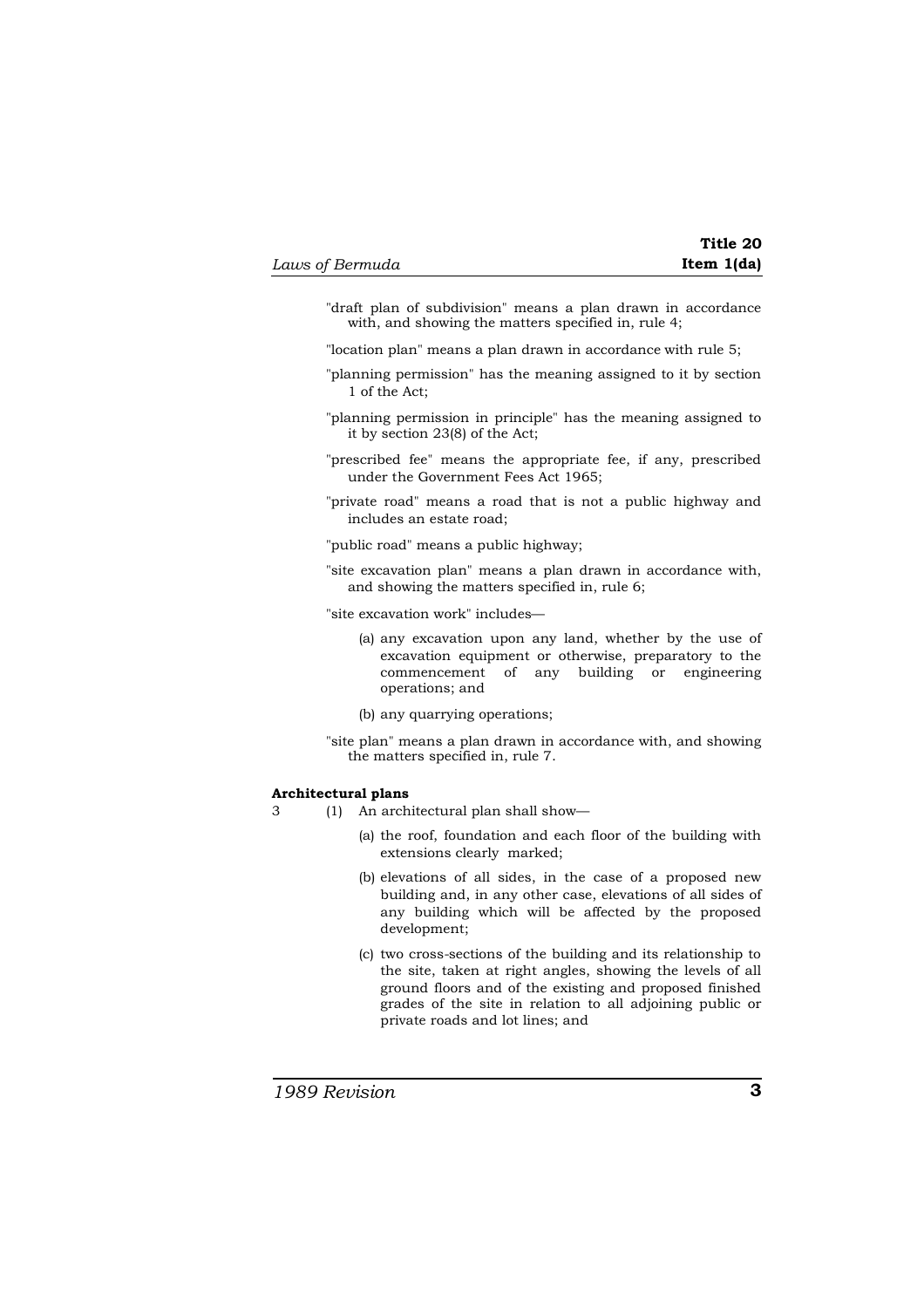"draft plan of subdivision" means a plan drawn in accordance with, and showing the matters specified in, rule 4;

"location plan" means a plan drawn in accordance with rule 5;

"planning permission" has the meaning assigned to it by section 1 of the Act;

"planning permission in principle" has the meaning assigned to it by section 23(8) of the Act;

"prescribed fee" means the appropriate fee, if any, prescribed under the Government Fees Act 1965;

"private road" means a road that is not a public highway and includes an estate road;

"public road" means a public highway;

"site excavation plan" means a plan drawn in accordance with, and showing the matters specified in, rule 6;

"site excavation work" includes—

(a) any excavation upon any land, whether by the use of excavation equipment or otherwise, preparatory to the commencement of any building or engineering operations; and

(b) any quarrying operations;

"site plan" means a plan drawn in accordance with, and showing the matters specified in, rule 7.

**Architectural plans**

3 (1) An architectural plan shall show—

(a) the roof, foundation and each floor of the building with extensions clearly marked;

(b) elevations of all sides, in the case of a proposed new building and, in any other case, elevations of all sides of any building which will be affected by the proposed development;

(c) two cross-sections of the building and its relationship to the site, taken at right angles, showing the levels of all ground floors and of the existing and proposed finished grades of the site in relation to all adjoining public or private roads and lot lines; and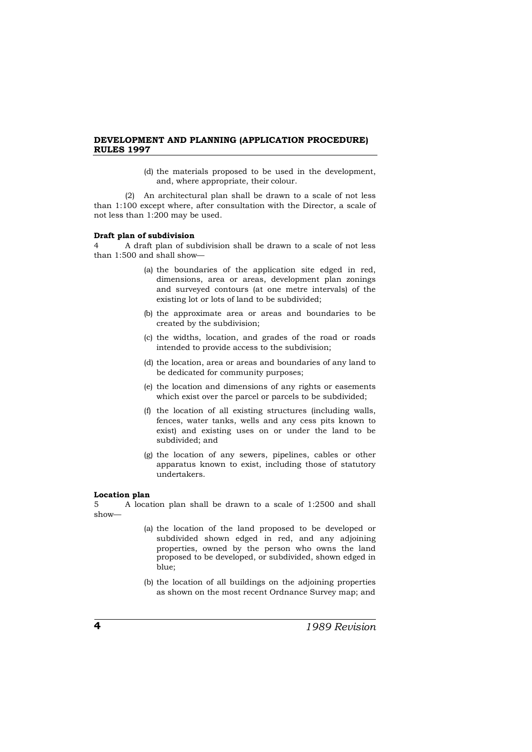(d) the materials proposed to be used in the development, and, where appropriate, their colour.

(2) An architectural plan shall be drawn to a scale of not less than 1:100 except where, after consultation with the Director, a scale of not less than 1:200 may be used.

**Draft plan of subdivision**

4 A draft plan of subdivision shall be drawn to a scale of not less than 1:500 and shall show—

(a) the boundaries of the application site edged in red, dimensions, area or areas, development plan zonings and surveyed contours (at one metre intervals) of the existing lot or lots of land to be subdivided;

(b) the approximate area or areas and boundaries to be created by the subdivision;

(c) the widths, location, and grades of the road or roads intended to provide access to the subdivision;

(d) the location, area or areas and boundaries of any land to be dedicated for community purposes;

(e) the location and dimensions of any rights or easements which exist over the parcel or parcels to be subdivided;

(f) the location of all existing structures (including walls, fences, water tanks, wells and any cess pits known to exist) and existing uses on or under the land to be subdivided; and

(g) the location of any sewers, pipelines, cables or other apparatus known to exist, including those of statutory undertakers.

**Location plan**

5 A location plan shall be drawn to a scale of 1:2500 and shall show—

(a) the location of the land proposed to be developed or subdivided shown edged in red, and any adjoining properties, owned by the person who owns the land proposed to be developed, or subdivided, shown edged in blue;

(b) the location of all buildings on the adjoining properties as shown on the most recent Ordnance Survey map; and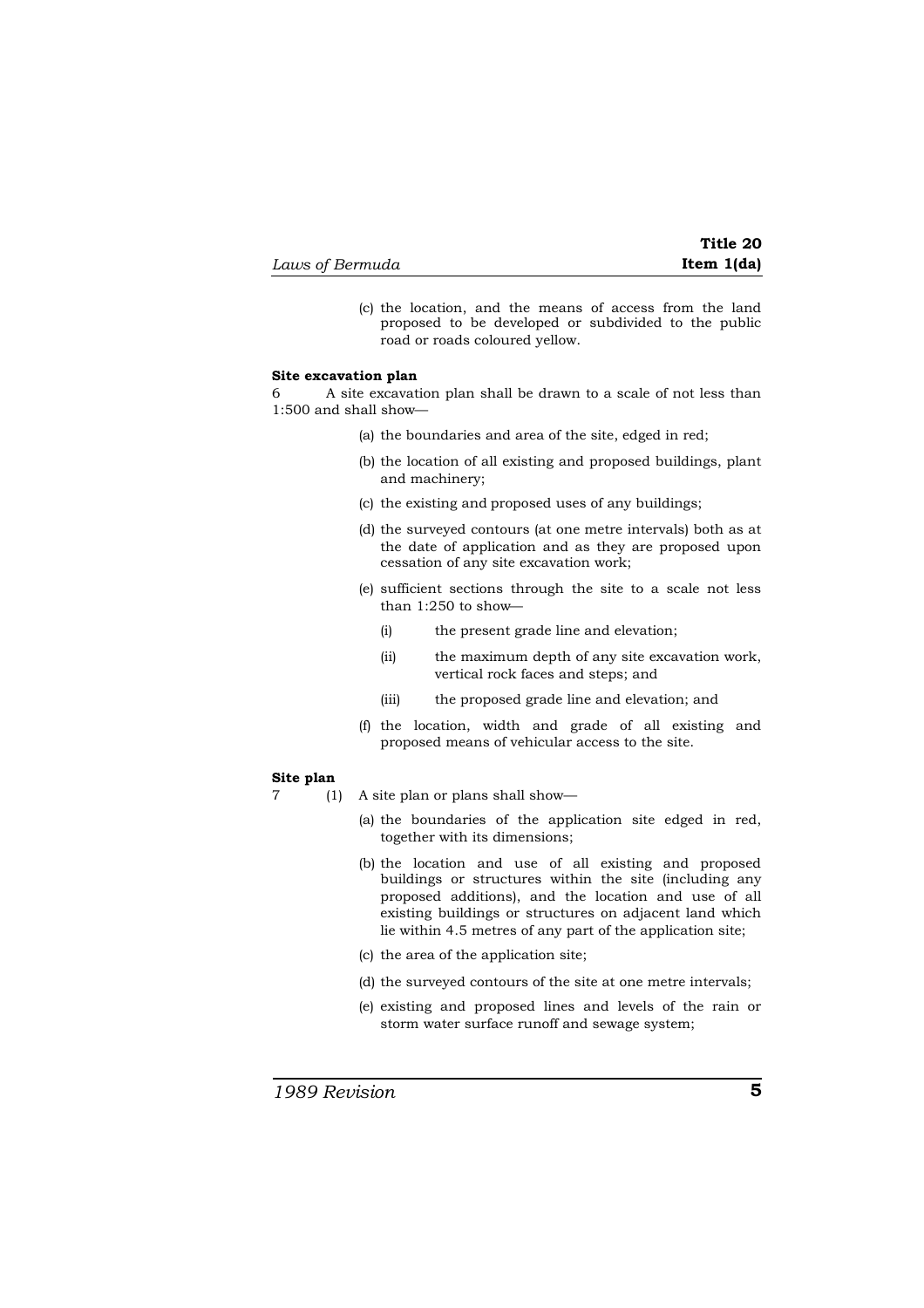(c) the location, and the means of access from the land proposed to be developed or subdivided to the public road or roads coloured yellow.

**Site excavation plan**

6 A site excavation plan shall be drawn to a scale of not less than 1:500 and shall show—

(a) the boundaries and area of the site, edged in red;

(b) the location of all existing and proposed buildings, plant and machinery;

(c) the existing and proposed uses of any buildings;

(d) the surveyed contours (at one metre intervals) both as at the date of application and as they are proposed upon cessation of any site excavation work;

(e) sufficient sections through the site to a scale not less than 1:250 to show—

(i) the present grade line and elevation;

(ii) the maximum depth of any site excavation work, vertical rock faces and steps; and

(iii) the proposed grade line and elevation; and

(f) the location, width and grade of all existing and proposed means of vehicular access to the site.

**Site plan**

7 (1) A site plan or plans shall show—

(a) the boundaries of the application site edged in red, together with its dimensions;

(b) the location and use of all existing and proposed buildings or structures within the site (including any proposed additions), and the location and use of all existing buildings or structures on adjacent land which lie within 4.5 metres of any part of the application site;

(c) the area of the application site;

(d) the surveyed contours of the site at one metre intervals;

(e) existing and proposed lines and levels of the rain or storm water surface runoff and sewage system;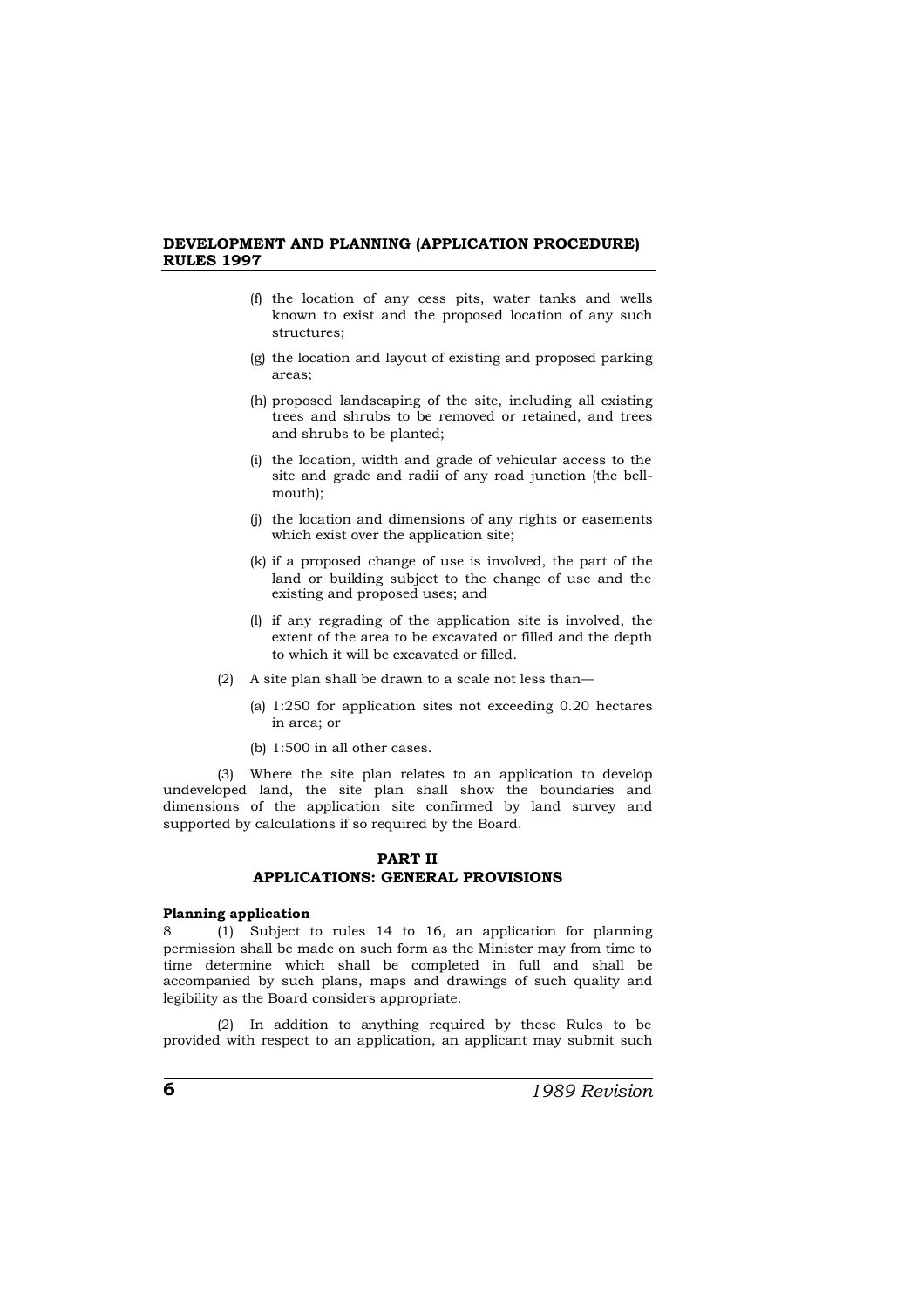(f) the location of any cess pits, water tanks and wells known to exist and the proposed location of any such structures;

(g) the location and layout of existing and proposed parking areas;

(h) proposed landscaping of the site, including all existing trees and shrubs to be removed or retained, and trees and shrubs to be planted;

(i) the location, width and grade of vehicular access to the site and grade and radii of any road junction (the bell-mouth);

(j) the location and dimensions of any rights or easements which exist over the application site;

(k) if a proposed change of use is involved, the part of the land or building subject to the change of use and the existing and proposed uses; and

(l) if any regrading of the application site is involved, the extent of the area to be excavated or filled and the depth to which it will be excavated or filled.

(2) A site plan shall be drawn to a scale not less than—

(a) 1:250 for application sites not exceeding 0.20 hectares in area; or

(b) 1:500 in all other cases.

(3) Where the site plan relates to an application to develop undeveloped land, the site plan shall show the boundaries and dimensions of the application site confirmed by land survey and supported by calculations if so required by the Board.

## PART II
## APPLICATIONS: GENERAL PROVISIONS

**Planning application**

8 (1) Subject to rules 14 to 16, an application for planning permission shall be made on such form as the Minister may from time to time determine which shall be completed in full and shall be accompanied by such plans, maps and drawings of such quality and legibility as the Board considers appropriate.

(2) In addition to anything required by these Rules to be provided with respect to an application, an applicant may submit such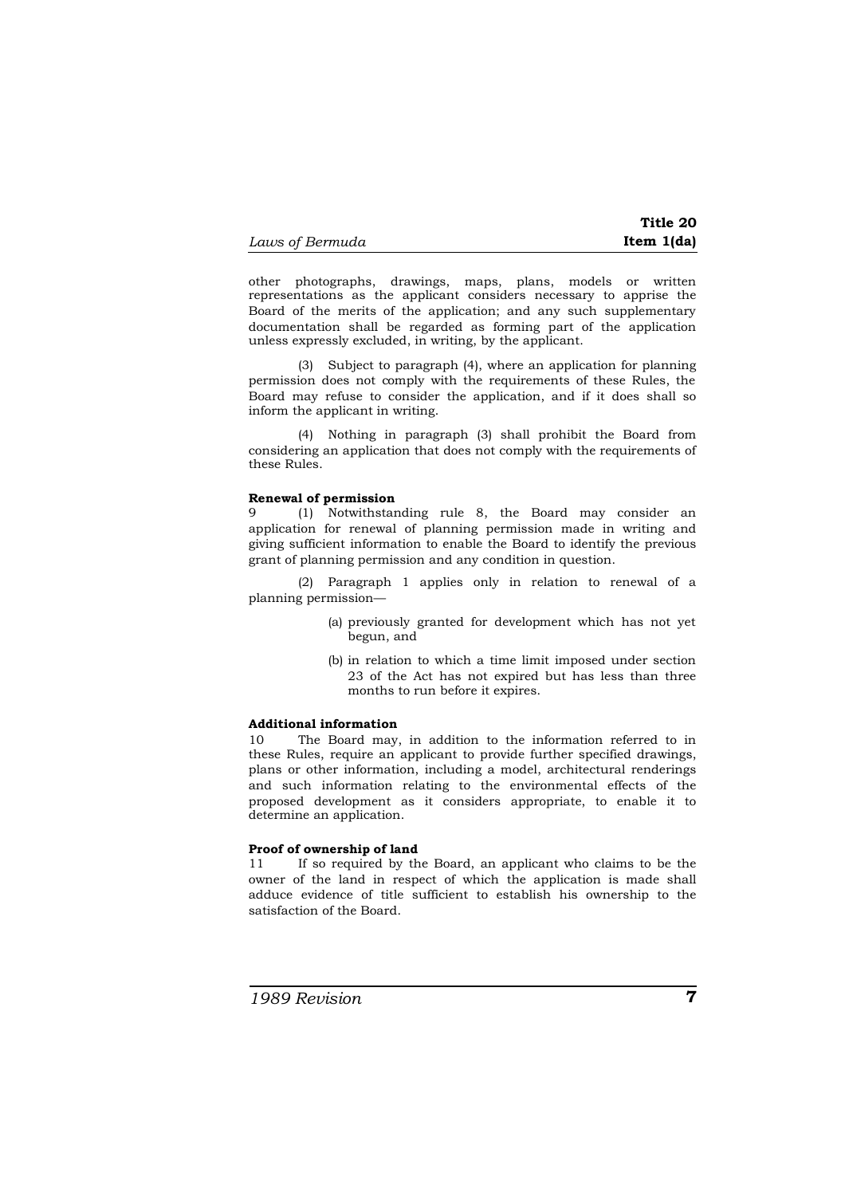other photographs, drawings, maps, plans, models or written representations as the applicant considers necessary to apprise the Board of the merits of the application; and any such supplementary documentation shall be regarded as forming part of the application unless expressly excluded, in writing, by the applicant.

(3) Subject to paragraph (4), where an application for planning permission does not comply with the requirements of these Rules, the Board may refuse to consider the application, and if it does shall so inform the applicant in writing.

(4) Nothing in paragraph (3) shall prohibit the Board from considering an application that does not comply with the requirements of these Rules.

**Renewal of permission**

9 (1) Notwithstanding rule 8, the Board may consider an application for renewal of planning permission made in writing and giving sufficient information to enable the Board to identify the previous grant of planning permission and any condition in question.

(2) Paragraph 1 applies only in relation to renewal of a planning permission—

(a) previously granted for development which has not yet begun, and

(b) in relation to which a time limit imposed under section 23 of the Act has not expired but has less than three months to run before it expires.

**Additional information**

10 The Board may, in addition to the information referred to in these Rules, require an applicant to provide further specified drawings, plans or other information, including a model, architectural renderings and such information relating to the environmental effects of the proposed development as it considers appropriate, to enable it to determine an application.

**Proof of ownership of land**

11 If so required by the Board, an applicant who claims to be the owner of the land in respect of which the application is made shall adduce evidence of title sufficient to establish his ownership to the satisfaction of the Board.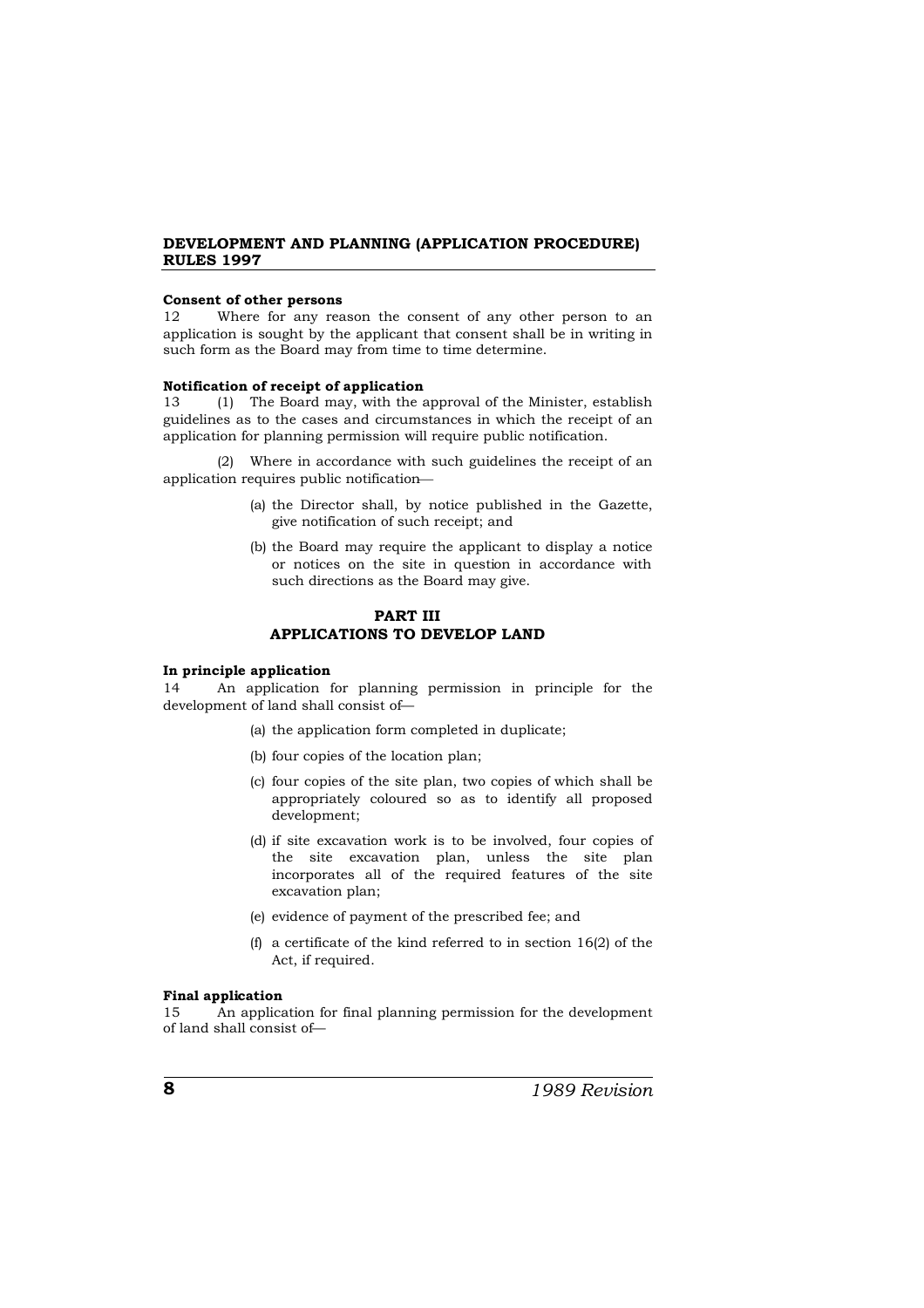**Consent of other persons**

12 Where for any reason the consent of any other person to an application is sought by the applicant that consent shall be in writing in such form as the Board may from time to time determine.

**Notification of receipt of application**

13 (1) The Board may, with the approval of the Minister, establish guidelines as to the cases and circumstances in which the receipt of an application for planning permission will require public notification.

(2) Where in accordance with such guidelines the receipt of an application requires public notification—

(a) the Director shall, by notice published in the Gazette, give notification of such receipt; and

(b) the Board may require the applicant to display a notice or notices on the site in question in accordance with such directions as the Board may give.

## PART III
## APPLICATIONS TO DEVELOP LAND

**In principle application**

14 An application for planning permission in principle for the development of land shall consist of—

(a) the application form completed in duplicate;

(b) four copies of the location plan;

(c) four copies of the site plan, two copies of which shall be appropriately coloured so as to identify all proposed development;

(d) if site excavation work is to be involved, four copies of the site excavation plan, unless the site plan incorporates all of the required features of the site excavation plan;

(e) evidence of payment of the prescribed fee; and

(f) a certificate of the kind referred to in section 16(2) of the Act, if required.

**Final application**

15 An application for final planning permission for the development of land shall consist of—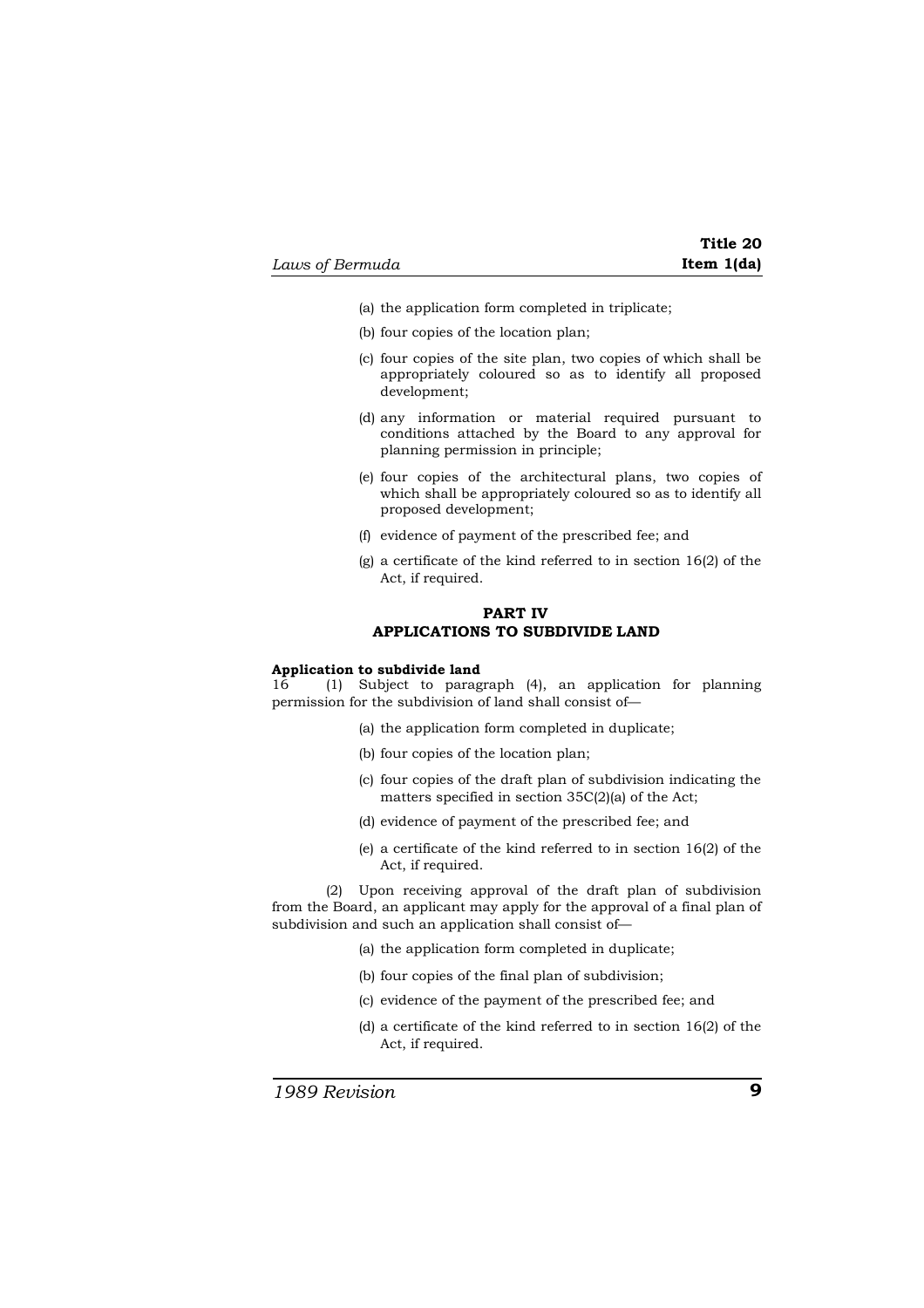(a) the application form completed in triplicate;

(b) four copies of the location plan;

(c) four copies of the site plan, two copies of which shall be appropriately coloured so as to identify all proposed development;

(d) any information or material required pursuant to conditions attached by the Board to any approval for planning permission in principle;

(e) four copies of the architectural plans, two copies of which shall be appropriately coloured so as to identify all proposed development;

(f) evidence of payment of the prescribed fee; and

(g) a certificate of the kind referred to in section 16(2) of the Act, if required.

## PART IV
## APPLICATIONS TO SUBDIVIDE LAND

**Application to subdivide land**

16 (1) Subject to paragraph (4), an application for planning permission for the subdivision of land shall consist of—

(a) the application form completed in duplicate;

(b) four copies of the location plan;

(c) four copies of the draft plan of subdivision indicating the matters specified in section 35C(2)(a) of the Act;

(d) evidence of payment of the prescribed fee; and

(e) a certificate of the kind referred to in section 16(2) of the Act, if required.

(2) Upon receiving approval of the draft plan of subdivision from the Board, an applicant may apply for the approval of a final plan of subdivision and such an application shall consist of—

(a) the application form completed in duplicate;

(b) four copies of the final plan of subdivision;

(c) evidence of the payment of the prescribed fee; and

(d) a certificate of the kind referred to in section 16(2) of the Act, if required.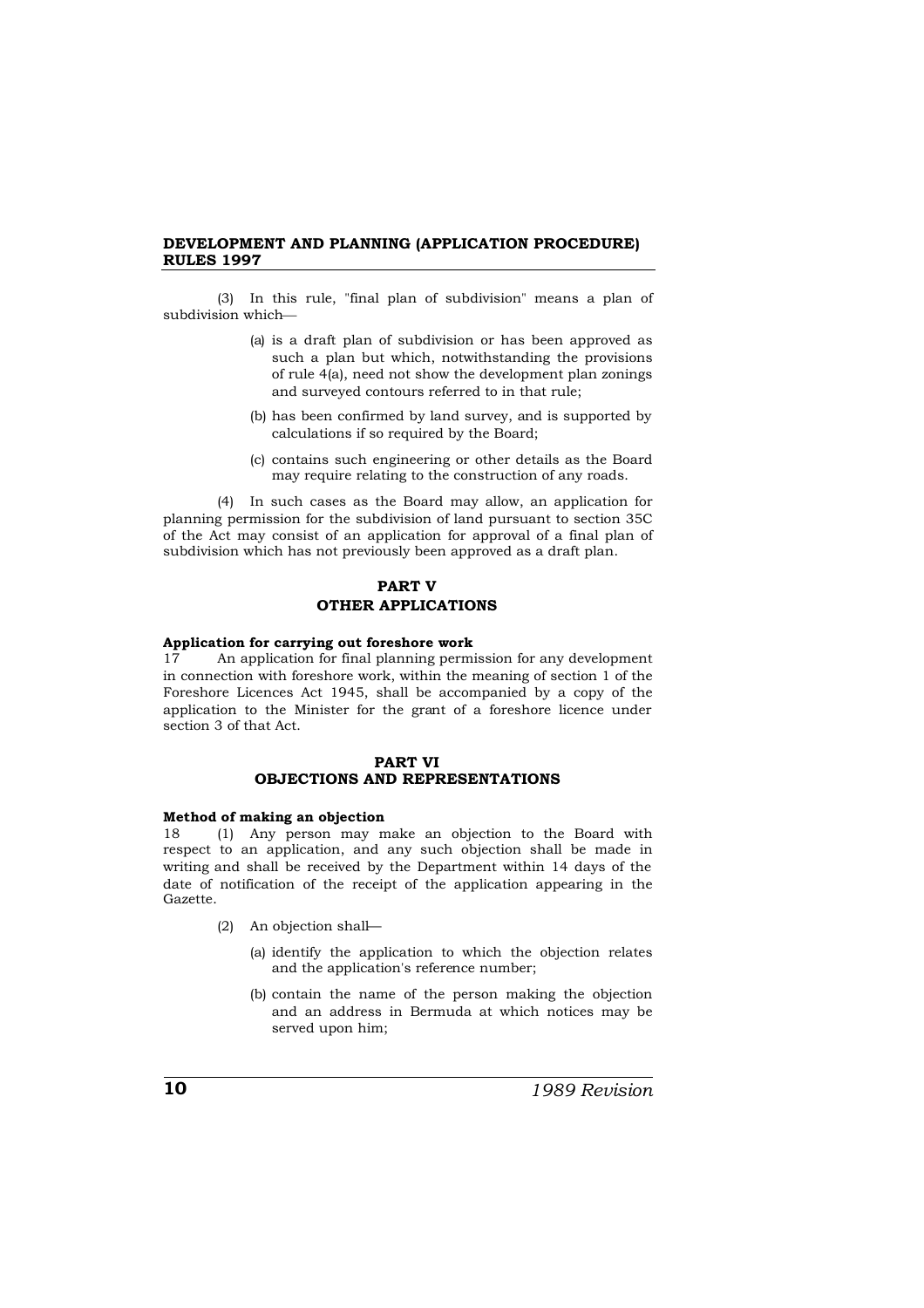(3) In this rule, "final plan of subdivision" means a plan of subdivision which—

- (a) is a draft plan of subdivision or has been approved as such a plan but which, notwithstanding the provisions of rule 4(a), need not show the development plan zonings and surveyed contours referred to in that rule;
- (b) has been confirmed by land survey, and is supported by calculations if so required by the Board;
- (c) contains such engineering or other details as the Board may require relating to the construction of any roads.

(4) In such cases as the Board may allow, an application for planning permission for the subdivision of land pursuant to section 35C of the Act may consist of an application for approval of a final plan of subdivision which has not previously been approved as a draft plan.

## PART V
## OTHER APPLICATIONS

**Application for carrying out foreshore work**

17 An application for final planning permission for any development in connection with foreshore work, within the meaning of section 1 of the Foreshore Licences Act 1945, shall be accompanied by a copy of the application to the Minister for the grant of a foreshore licence under section 3 of that Act.

## PART VI
## OBJECTIONS AND REPRESENTATIONS

**Method of making an objection**

18 (1) Any person may make an objection to the Board with respect to an application, and any such objection shall be made in writing and shall be received by the Department within 14 days of the date of notification of the receipt of the application appearing in the Gazette.

(2) An objection shall—

- (a) identify the application to which the objection relates and the application's reference number;
- (b) contain the name of the person making the objection and an address in Bermuda at which notices may be served upon him;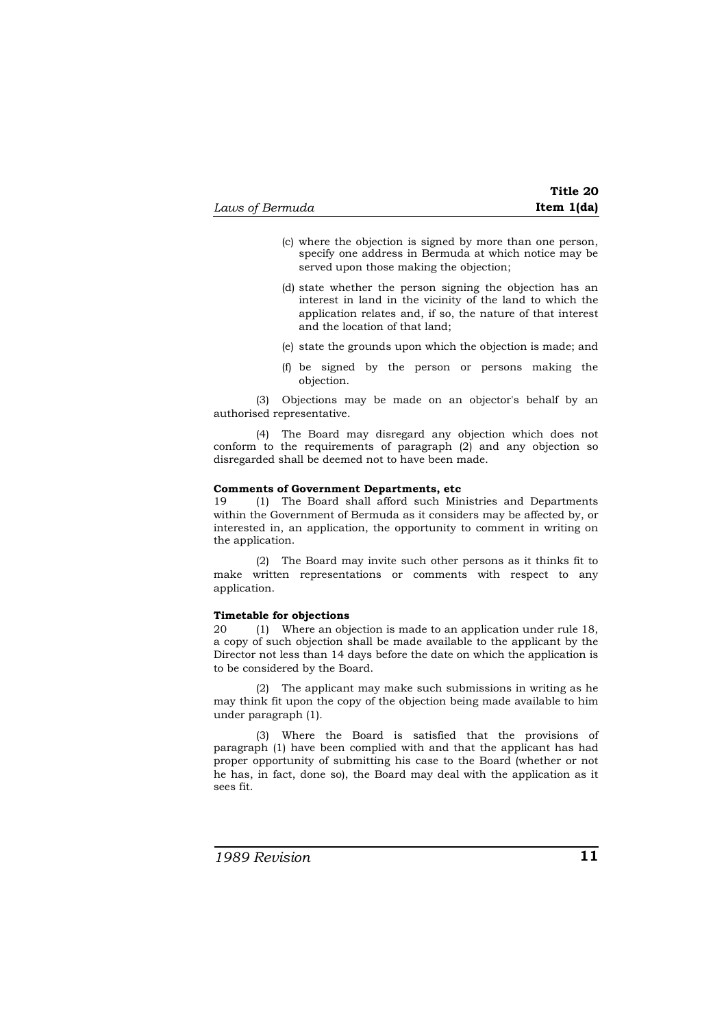(c) where the objection is signed by more than one person, specify one address in Bermuda at which notice may be served upon those making the objection;

(d) state whether the person signing the objection has an interest in land in the vicinity of the land to which the application relates and, if so, the nature of that interest and the location of that land;

(e) state the grounds upon which the objection is made; and

(f) be signed by the person or persons making the objection.

(3) Objections may be made on an objector's behalf by an authorised representative.

(4) The Board may disregard any objection which does not conform to the requirements of paragraph (2) and any objection so disregarded shall be deemed not to have been made.

**Comments of Government Departments, etc**

19 (1) The Board shall afford such Ministries and Departments within the Government of Bermuda as it considers may be affected by, or interested in, an application, the opportunity to comment in writing on the application.

(2) The Board may invite such other persons as it thinks fit to make written representations or comments with respect to any application.

**Timetable for objections**

20 (1) Where an objection is made to an application under rule 18, a copy of such objection shall be made available to the applicant by the Director not less than 14 days before the date on which the application is to be considered by the Board.

(2) The applicant may make such submissions in writing as he may think fit upon the copy of the objection being made available to him under paragraph (1).

(3) Where the Board is satisfied that the provisions of paragraph (1) have been complied with and that the applicant has had proper opportunity of submitting his case to the Board (whether or not he has, in fact, done so), the Board may deal with the application as it sees fit.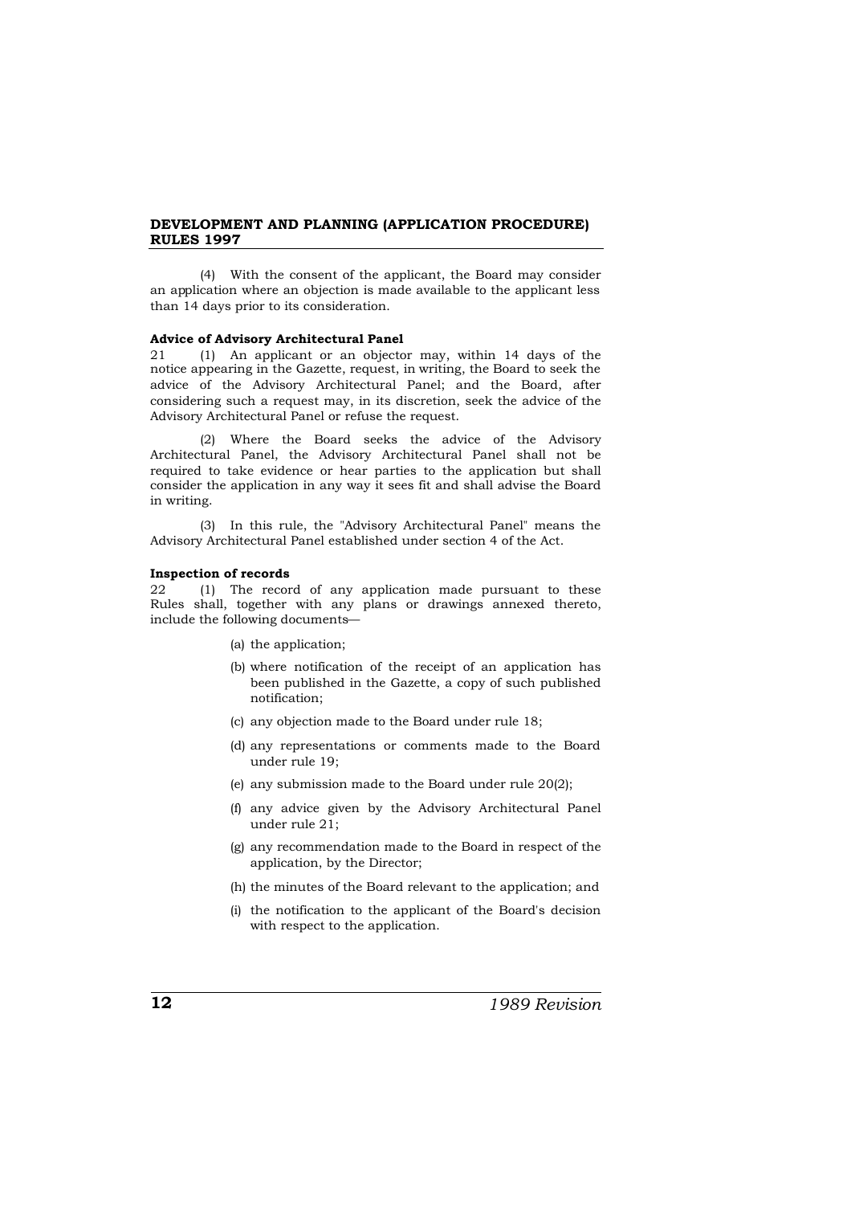(4) With the consent of the applicant, the Board may consider an application where an objection is made available to the applicant less than 14 days prior to its consideration.

**Advice of Advisory Architectural Panel**

21 (1) An applicant or an objector may, within 14 days of the notice appearing in the Gazette, request, in writing, the Board to seek the advice of the Advisory Architectural Panel; and the Board, after considering such a request may, in its discretion, seek the advice of the Advisory Architectural Panel or refuse the request.

(2) Where the Board seeks the advice of the Advisory Architectural Panel, the Advisory Architectural Panel shall not be required to take evidence or hear parties to the application but shall consider the application in any way it sees fit and shall advise the Board in writing.

(3) In this rule, the "Advisory Architectural Panel" means the Advisory Architectural Panel established under section 4 of the Act.

**Inspection of records**

22 (1) The record of any application made pursuant to these Rules shall, together with any plans or drawings annexed thereto, include the following documents—

(a) the application;

(b) where notification of the receipt of an application has been published in the Gazette, a copy of such published notification;

(c) any objection made to the Board under rule 18;

(d) any representations or comments made to the Board under rule 19;

(e) any submission made to the Board under rule 20(2);

(f) any advice given by the Advisory Architectural Panel under rule 21;

(g) any recommendation made to the Board in respect of the application, by the Director;

(h) the minutes of the Board relevant to the application; and

(i) the notification to the applicant of the Board's decision with respect to the application.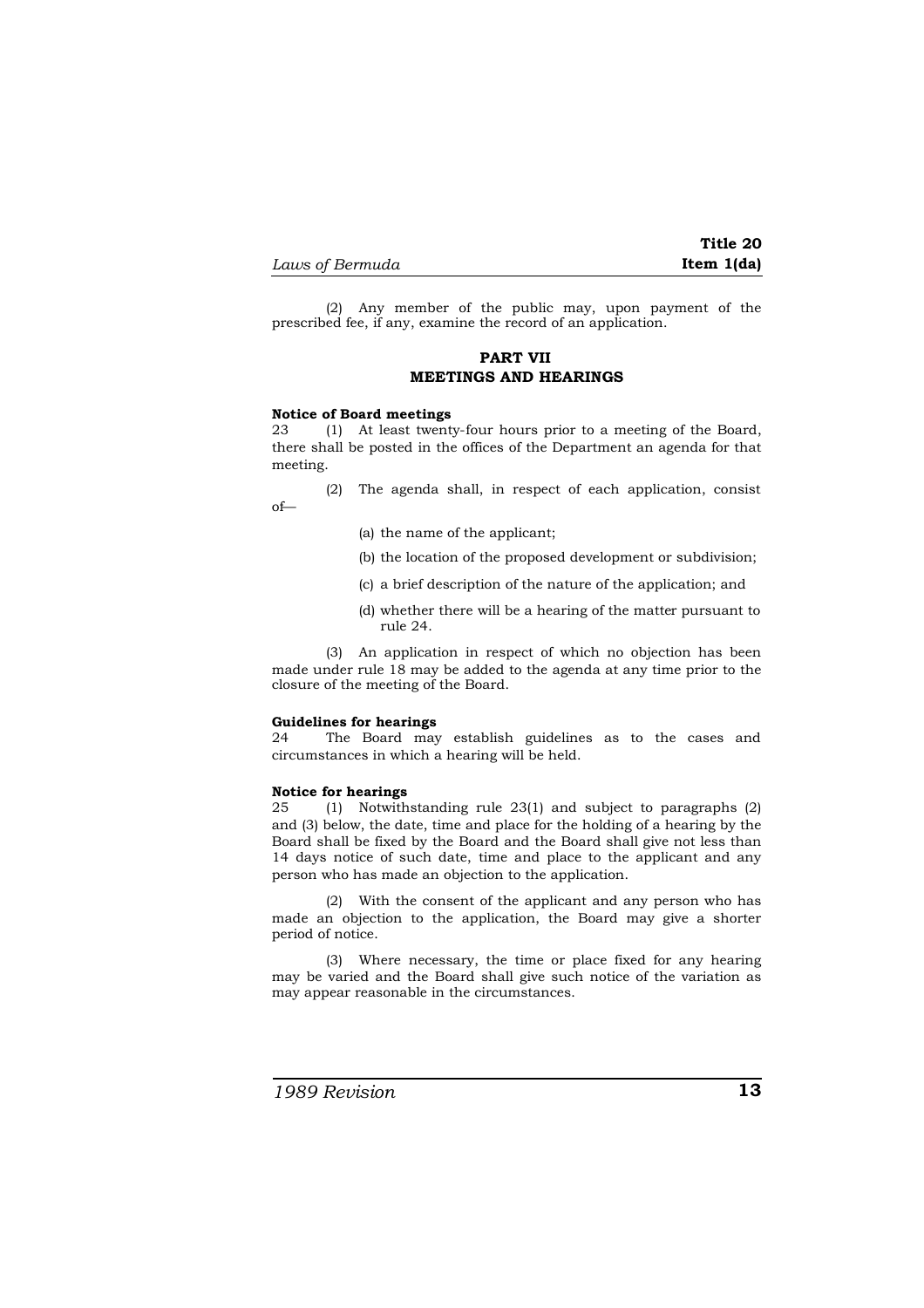(2) Any member of the public may, upon payment of the prescribed fee, if any, examine the record of an application.

## PART VII
## MEETINGS AND HEARINGS

**Notice of Board meetings**

23 (1) At least twenty-four hours prior to a meeting of the Board, there shall be posted in the offices of the Department an agenda for that meeting.

(2) The agenda shall, in respect of each application, consist of—

(a) the name of the applicant;

(b) the location of the proposed development or subdivision;

(c) a brief description of the nature of the application; and

(d) whether there will be a hearing of the matter pursuant to rule 24.

(3) An application in respect of which no objection has been made under rule 18 may be added to the agenda at any time prior to the closure of the meeting of the Board.

**Guidelines for hearings**

24 The Board may establish guidelines as to the cases and circumstances in which a hearing will be held.

**Notice for hearings**

25 (1) Notwithstanding rule 23(1) and subject to paragraphs (2) and (3) below, the date, time and place for the holding of a hearing by the Board shall be fixed by the Board and the Board shall give not less than 14 days notice of such date, time and place to the applicant and any person who has made an objection to the application.

(2) With the consent of the applicant and any person who has made an objection to the application, the Board may give a shorter period of notice.

(3) Where necessary, the time or place fixed for any hearing may be varied and the Board shall give such notice of the variation as may appear reasonable in the circumstances.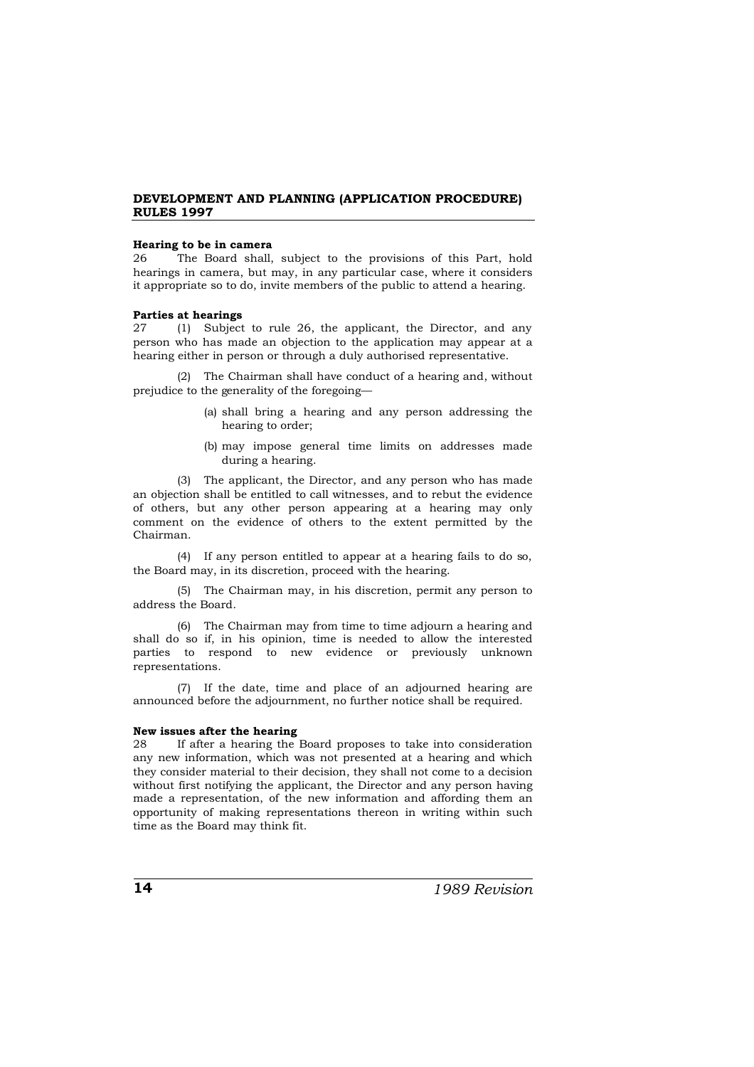#### Hearing to be in camera

26 The Board shall, subject to the provisions of this Part, hold hearings in camera, but may, in any particular case, where it considers it appropriate so to do, invite members of the public to attend a hearing.

#### Parties at hearings

27 (1) Subject to rule 26, the applicant, the Director, and any person who has made an objection to the application may appear at a hearing either in person or through a duly authorised representative.

(2) The Chairman shall have conduct of a hearing and, without prejudice to the generality of the foregoing—

- (a) shall bring a hearing and any person addressing the hearing to order;
- (b) may impose general time limits on addresses made during a hearing.

(3) The applicant, the Director, and any person who has made an objection shall be entitled to call witnesses, and to rebut the evidence of others, but any other person appearing at a hearing may only comment on the evidence of others to the extent permitted by the Chairman.

(4) If any person entitled to appear at a hearing fails to do so, the Board may, in its discretion, proceed with the hearing.

(5) The Chairman may, in his discretion, permit any person to address the Board.

(6) The Chairman may from time to time adjourn a hearing and shall do so if, in his opinion, time is needed to allow the interested parties to respond to new evidence or previously unknown representations.

(7) If the date, time and place of an adjourned hearing are announced before the adjournment, no further notice shall be required.

#### New issues after the hearing

28 If after a hearing the Board proposes to take into consideration any new information, which was not presented at a hearing and which they consider material to their decision, they shall not come to a decision without first notifying the applicant, the Director and any person having made a representation, of the new information and affording them an opportunity of making representations thereon in writing within such time as the Board may think fit.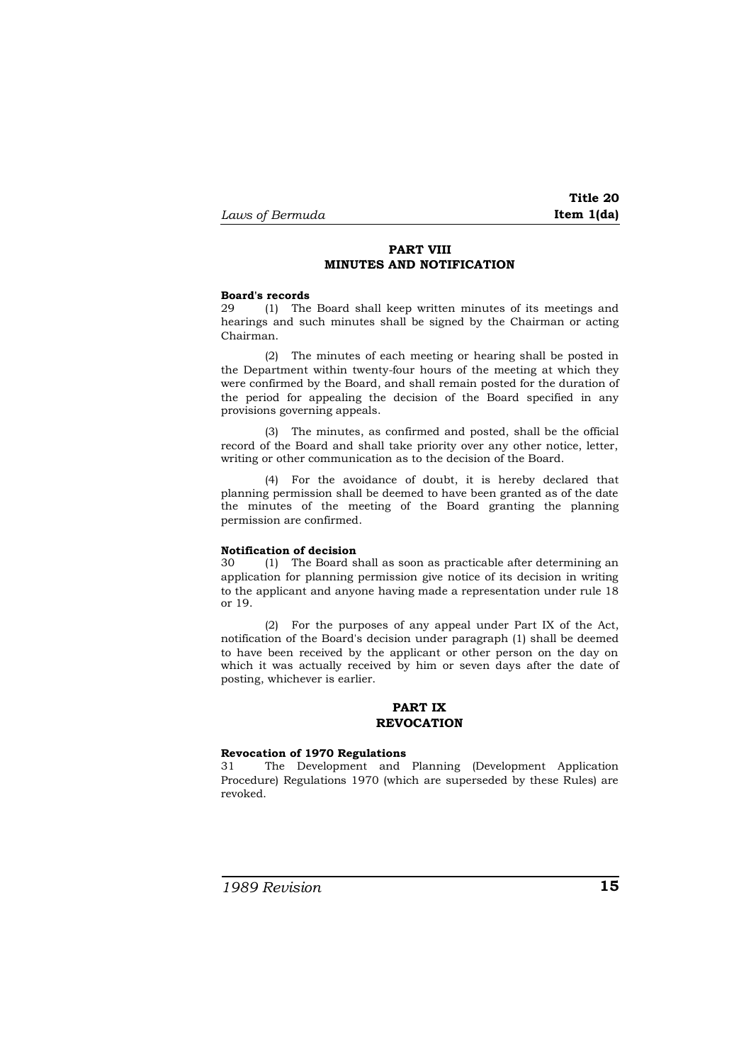## PART VIII
## MINUTES AND NOTIFICATION

**Board's records**

29 (1) The Board shall keep written minutes of its meetings and hearings and such minutes shall be signed by the Chairman or acting Chairman.

(2) The minutes of each meeting or hearing shall be posted in the Department within twenty-four hours of the meeting at which they were confirmed by the Board, and shall remain posted for the duration of the period for appealing the decision of the Board specified in any provisions governing appeals.

(3) The minutes, as confirmed and posted, shall be the official record of the Board and shall take priority over any other notice, letter, writing or other communication as to the decision of the Board.

(4) For the avoidance of doubt, it is hereby declared that planning permission shall be deemed to have been granted as of the date the minutes of the meeting of the Board granting the planning permission are confirmed.

**Notification of decision**

30 (1) The Board shall as soon as practicable after determining an application for planning permission give notice of its decision in writing to the applicant and anyone having made a representation under rule 18 or 19.

(2) For the purposes of any appeal under Part IX of the Act, notification of the Board's decision under paragraph (1) shall be deemed to have been received by the applicant or other person on the day on which it was actually received by him or seven days after the date of posting, whichever is earlier.

## PART IX
## REVOCATION

**Revocation of 1970 Regulations**

31 The Development and Planning (Development Application Procedure) Regulations 1970 (which are superseded by these Rules) are revoked.